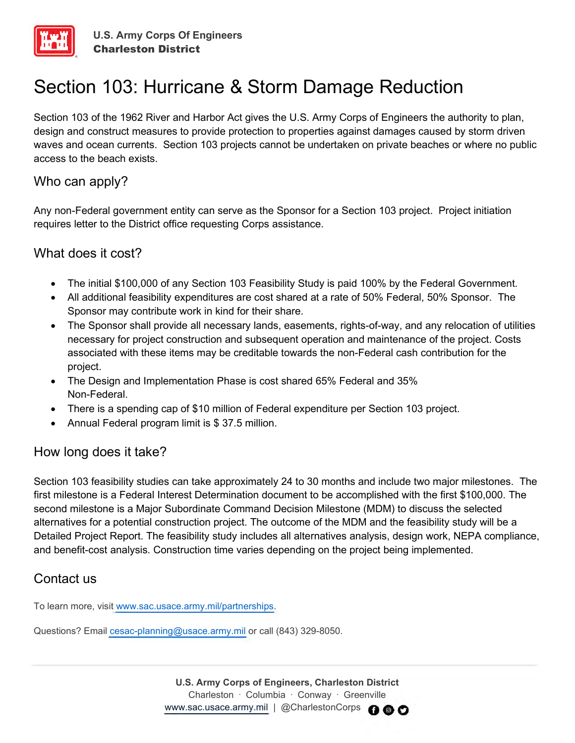U.S. Army Corps Of Engineers
**Charleston District**

# Section 103: Hurricane & Storm Damage Reduction

Section 103 of the 1962 River and Harbor Act gives the U.S. Army Corps of Engineers the authority to plan, design and construct measures to provide protection to properties against damages caused by storm driven waves and ocean currents. Section 103 projects cannot be undertaken on private beaches or where no public access to the beach exists.

## Who can apply?

Any non-Federal government entity can serve as the Sponsor for a Section 103 project. Project initiation requires letter to the District office requesting Corps assistance.

## What does it cost?

- The initial $100,000 of any Section 103 Feasibility Study is paid 100% by the Federal Government.
- All additional feasibility expenditures are cost shared at a rate of 50% Federal, 50% Sponsor. The Sponsor may contribute work in kind for their share.
- The Sponsor shall provide all necessary lands, easements, rights-of-way, and any relocation of utilities necessary for project construction and subsequent operation and maintenance of the project. Costs associated with these items may be creditable towards the non-Federal cash contribution for the project.
- The Design and Implementation Phase is cost shared 65% Federal and 35% Non-Federal.
- There is a spending cap of $10 million of Federal expenditure per Section 103 project.
- Annual Federal program limit is $ 37.5 million.

## How long does it take?

Section 103 feasibility studies can take approximately 24 to 30 months and include two major milestones. The first milestone is a Federal Interest Determination document to be accomplished with the first $100,000. The second milestone is a Major Subordinate Command Decision Milestone (MDM) to discuss the selected alternatives for a potential construction project. The outcome of the MDM and the feasibility study will be a Detailed Project Report. The feasibility study includes all alternatives analysis, design work, NEPA compliance, and benefit-cost analysis. Construction time varies depending on the project being implemented.

## Contact us

To learn more, visit www.sac.usace.army.mil/partnerships.

Questions? Email cesac-planning@usace.army.mil or call (843) 329-8050.

**U.S. Army Corps of Engineers, Charleston District**
Charleston · Columbia · Conway · Greenville
www.sac.usace.army.mil | @CharlestonCorps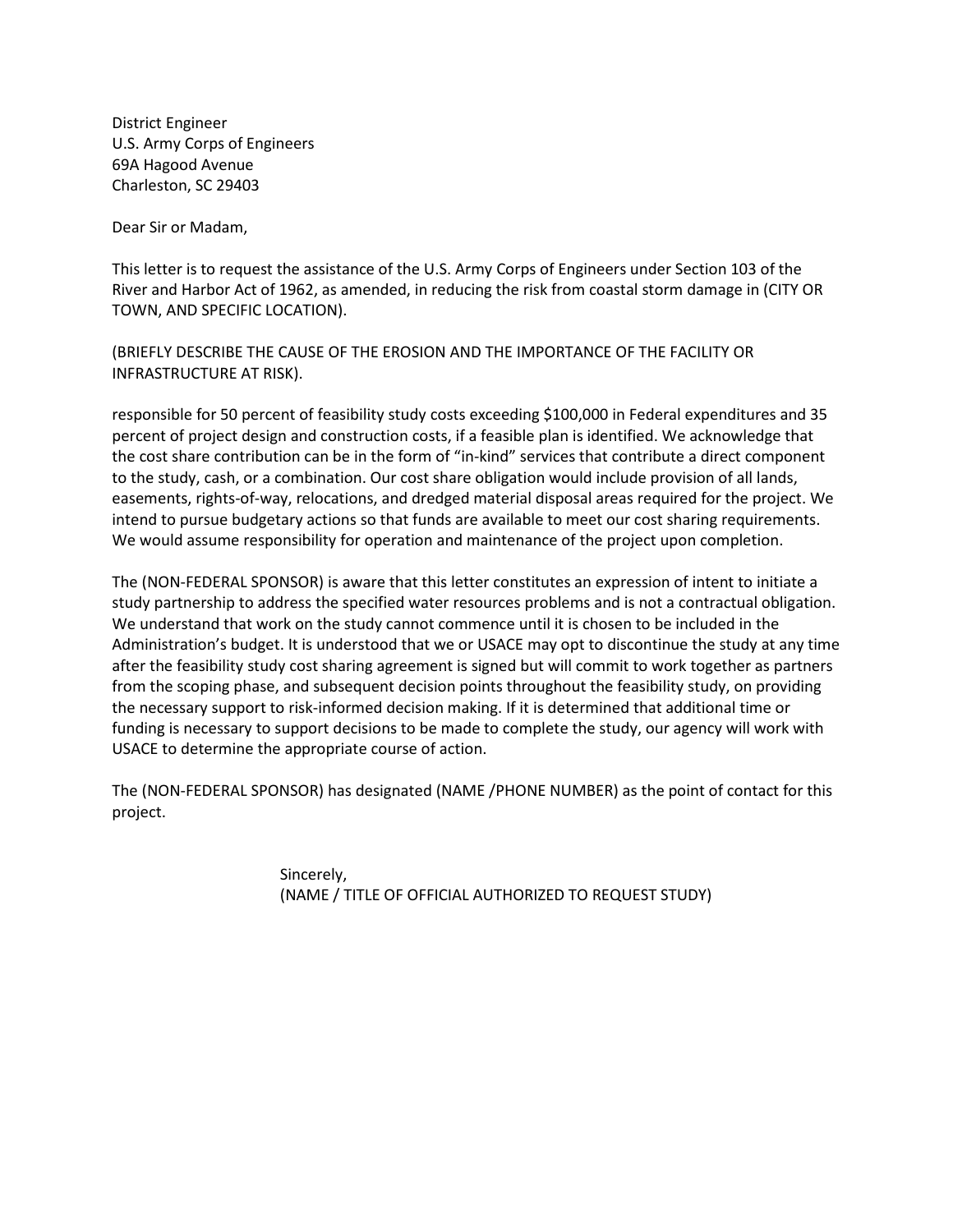District Engineer
U.S. Army Corps of Engineers
69A Hagood Avenue
Charleston, SC 29403

Dear Sir or Madam,

This letter is to request the assistance of the U.S. Army Corps of Engineers under Section 103 of the River and Harbor Act of 1962, as amended, in reducing the risk from coastal storm damage in (CITY OR TOWN, AND SPECIFIC LOCATION).

(BRIEFLY DESCRIBE THE CAUSE OF THE EROSION AND THE IMPORTANCE OF THE FACILITY OR INFRASTRUCTURE AT RISK).

responsible for 50 percent of feasibility study costs exceeding $100,000 in Federal expenditures and 35 percent of project design and construction costs, if a feasible plan is identified. We acknowledge that the cost share contribution can be in the form of "in-kind" services that contribute a direct component to the study, cash, or a combination. Our cost share obligation would include provision of all lands, easements, rights-of-way, relocations, and dredged material disposal areas required for the project. We intend to pursue budgetary actions so that funds are available to meet our cost sharing requirements. We would assume responsibility for operation and maintenance of the project upon completion.

The (NON-FEDERAL SPONSOR) is aware that this letter constitutes an expression of intent to initiate a study partnership to address the specified water resources problems and is not a contractual obligation. We understand that work on the study cannot commence until it is chosen to be included in the Administration's budget. It is understood that we or USACE may opt to discontinue the study at any time after the feasibility study cost sharing agreement is signed but will commit to work together as partners from the scoping phase, and subsequent decision points throughout the feasibility study, on providing the necessary support to risk-informed decision making. If it is determined that additional time or funding is necessary to support decisions to be made to complete the study, our agency will work with USACE to determine the appropriate course of action.

The (NON-FEDERAL SPONSOR) has designated (NAME /PHONE NUMBER) as the point of contact for this project.

Sincerely,
(NAME / TITLE OF OFFICIAL AUTHORIZED TO REQUEST STUDY)